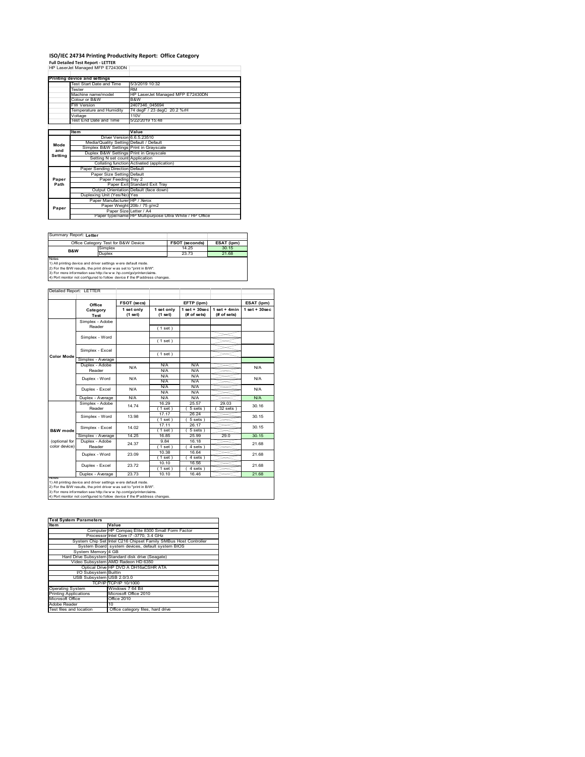# ISO/IEC 24734 Printing Productivity Report: Office Category

**Full Detailed Test Report - LETTER**

HP LaserJet Managed MFP E72430DN

| Printing device and settings | |
|---|---|
| Test Start Date and Time | 5/3/2019 10:32 |
| Tester | RM |
| Machine name/model | HP LaserJet Managed MFP E72430DN |
| Colour or B&W | B&W |
| FW Version | 2407346_045694 |
| Temperature and Humidity | 74 degF / 23 degC 20.2 %rH |
| Voltage | 110V |
| Test End Date and Time | 5/22/2019 15:48 |

| | Item | Value |
|---|---|---|
| Mode and Setting | Driver Version | 6.6.5.23510 |
| | Media/Quality Setting | Default / Default |
| | Simplex B&W Settings | Print in Grayscale |
| | Duplex B&W Settings | Print in Grayscale |
| | Setting N set count | Application |
| | Collating function | Activated (application) |
| Paper Path | Paper Sending Direction | Default |
| | Paper Size Setting | Default |
| | Paper Feeding | Tray 2 |
| | Paper Exit | Standard Exit Tray |
| | Output Orientation | Default (face down) |
| | Duplexing Unit (Yes/No) | Yes |
| Paper | Paper Manufacturer | HP / Xerox |
| | Paper Weight | 20lb / 75 g/m2 |
| | Paper Size | Letter / A4 |
| | Paper type/name | HP Multipurpose Ultra White / HP Office |

Summary Report: **Letter**

| Office Category Test for B&W Device | | FSOT (seconds) | ESAT (ipm) |
|---|---|---|---|
| B&W | Simplex | 14.25 | 30.15 |
| | Duplex | 23.73 | 21.68 |

Notes
1) All printing device and driver settings were default mode.
2) For the B/W results, the print driver was set to "print in B/W".
3) For more information see http://www.hp.com/go/printerclaims.
4) Port monitor not configured to follow device if the IP address changes.

Detailed Report: LETTER

| | Office Category Test | FSOT (secs) 1 set only (1 set) | EFTP (ipm) 1 set only (1 set) | EFTP (ipm) 1 set + 30sec (# of sets) | EFTP (ipm) 1 set + 4min (# of sets) | ESAT (ipm) 1 set + 30sec |
|---|---|---|---|---|---|---|
| Color Mode | Simplex - Adobe Reader | | ( 1 set ) | | | |
| | Simplex - Word | | ( 1 set ) | | | |
| | Simplex - Excel | | ( 1 set ) | | | |
| | Simplex - Average | | | | | |
| | Duplex - Adobe Reader | N/A | N/A N/A | N/A N/A | | N/A |
| | Duplex - Word | N/A | N/A N/A | N/A N/A | | N/A |
| | Duplex - Excel | N/A | N/A N/A | N/A N/A | | N/A |
| | Duplex - Average | N/A | N/A | N/A | | N/A |
| B&W mode (optional for color device) | Simplex - Adobe Reader | 14.74 | 16.29 ( 1 set ) | 25.57 ( 5 sets ) | 29.03 ( 32 sets ) | 30.16 |
| | Simplex - Word | 13.98 | 17.17 ( 1 set ) | 26.24 ( 5 sets ) | | 30.15 |
| | Simplex - Excel | 14.02 | 17.11 ( 1 set ) | 26.17 ( 5 sets ) | | 30.15 |
| | Simplex - Average | 14.25 | 16.85 | 25.99 | 29.0 | 30.15 |
| | Duplex - Adobe Reader | 24.37 | 9.84 ( 1 set ) | 16.18 ( 4 sets ) | | 21.68 |
| | Duplex - Word | 23.09 | 10.38 ( 1 set ) | 16.64 ( 4 sets ) | | 21.68 |
| | Duplex - Excel | 23.72 | 10.10 ( 1 set ) | 16.56 ( 4 sets ) | | 21.68 |
| | Duplex - Average | 23.73 | 10.10 | 16.46 | | 21.68 |

Notes
1) All printing device and driver settings were default mode.
2) For the B/W results, the print driver was set to "print in B/W".
3) For more information see http://www.hp.com/go/printerclaims.
4) Port monitor not configured to follow device if the IP address changes.

| Test System Parameters | |
|---|---|
| Item | Value |
| Computer | HP Compaq Elite 8300 Small Form Factor |
| Processor | Intel Core i7 -3770, 3.4 GHz |
| System Chip Set | Intel C216 Chipset Family SMBus Host Controller |
| System Board | system devices, default system BIOS |
| System Memory | 4 GB |
| Hard Drive Subsystem | Standard disk drive (Seagate) |
| Video Subsystem | AMD Radeon HD 6350 |
| Optical Drive | HP DVD A DH16aCSHR ATA |
| I/O Subsystem | Builtin |
| USB Subsystem | USB 2.0/3.0 |
| TCP/IP | TCP/IP 10/1000 |
| Operating System | Windows 7 64 Bit |
| Printing Applications | Microsoft Office 2010 |
| Microsoft Office | Office 2010 |
| Adobe Reader | 10 |
| Test files and location | Office category files, hard drive |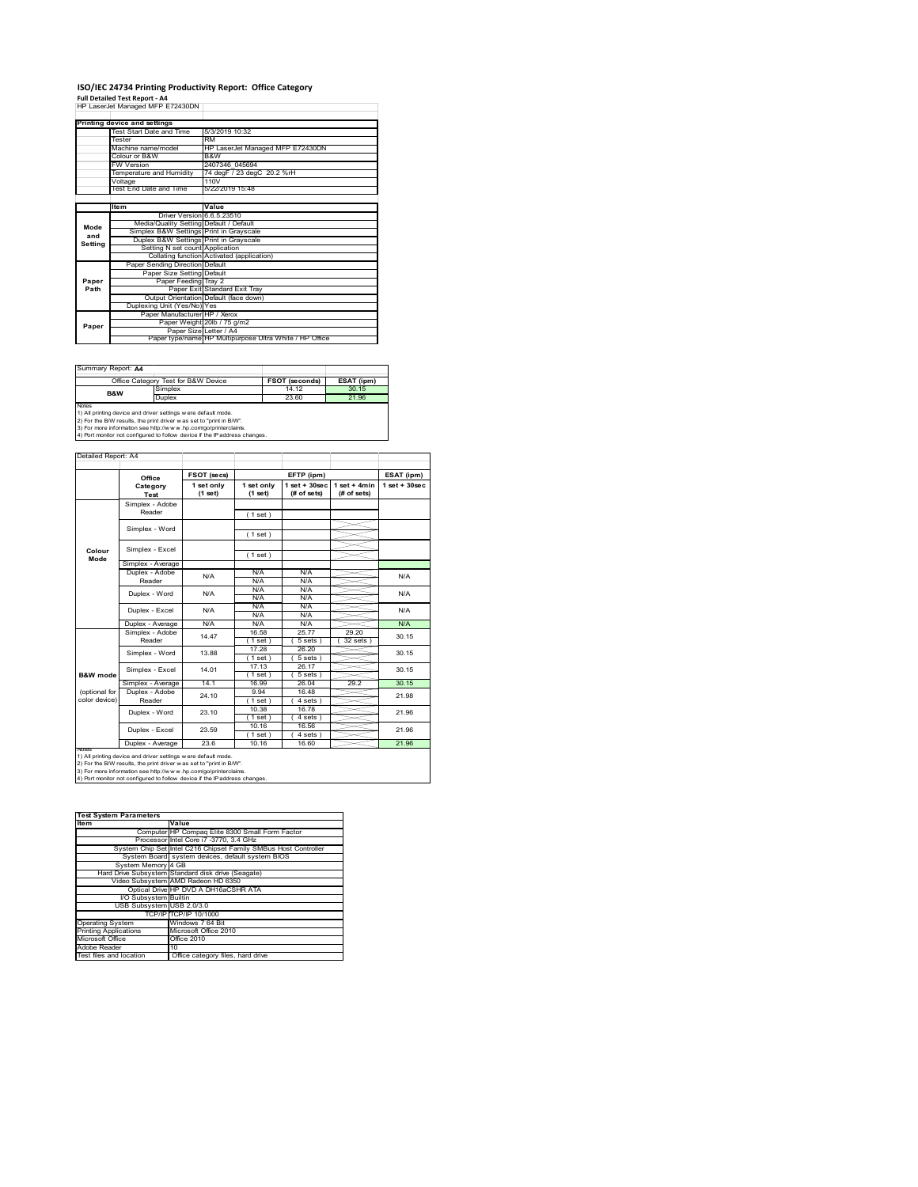# ISO/IEC 24734 Printing Productivity Report: Office Category

**Full Detailed Test Report - A4**

HP LaserJet Managed MFP E72430DN

| Printing device and settings | |
|---|---|
| Test Start Date and Time | 5/3/2019 10:32 |
| Tester | RM |
| Machine name/model | HP LaserJet Managed MFP E72430DN |
| Colour or B&W | B&W |
| FW Version | 2407346_045694 |
| Temperature and Humidity | 74 degF / 23 degC 20.2 %rH |
| Voltage | 110V |
| Test End Date and Time | 5/22/2019 15:48 |

| | Item | Value |
|---|---|---|
| Mode and Setting | Driver Version | 6.6.5.23510 |
| | Media/Quality Setting | Default / Default |
| | Simplex B&W Settings | Print in Grayscale |
| | Duplex B&W Settings | Print in Grayscale |
| | Setting N set count | Application |
| | Collating function | Activated (application) |
| Paper Path | Paper Sending Direction | Default |
| | Paper Size Setting | Default |
| | Paper Feeding | Tray 2 |
| | Paper Exit | Standard Exit Tray |
| | Output Orientation | Default (face down) |
| | Duplexing Unit (Yes/No) | Yes |
| Paper | Paper Manufacturer | HP / Xerox |
| | Paper Weight | 20lb / 75 g/m2 |
| | Paper Size | Letter / A4 |
| | Paper type/name | HP Multipurpose Ultra White / HP Office |

Summary Report: **A4**

| Office Category Test for B&W Device | | FSOT (seconds) | ESAT (ipm) |
|---|---|---|---|
| B&W | Simplex | 14.12 | 30.15 |
| | Duplex | 23.60 | 21.96 |

Notes
1) All printing device and driver settings were default mode.
2) For the B/W results, the print driver was set to "print in B/W".
3) For more information see http://www.hp.com/go/printerclaims.
4) Port monitor not configured to follow device if the IP address changes.

Detailed Report: A4

| | Office Category Test | FSOT (secs) 1 set only (1 set) | EFTP (ipm) 1 set only (1 set) | EFTP (ipm) 1 set + 30sec (# of sets) | EFTP (ipm) 1 set + 4min (# of sets) | ESAT (ipm) 1 set + 30sec |
|---|---|---|---|---|---|---|
| Colour Mode | Simplex - Adobe Reader | | (1 set) | | | |
| | Simplex - Word | | (1 set) | | | |
| | Simplex - Excel | | (1 set) | | | |
| | Simplex - Average | | | | | |
| | Duplex - Adobe Reader | N/A | N/A<br>N/A | N/A<br>N/A | | N/A |
| | Duplex - Word | N/A | N/A<br>N/A | N/A<br>N/A | | N/A |
| | Duplex - Excel | N/A | N/A<br>N/A | N/A<br>N/A | | N/A |
| | Duplex - Average | N/A | N/A | N/A | | N/A |
| B&W mode (optional for color device) | Simplex - Adobe Reader | 14.47 | 16.58<br>(1 set) | 25.77<br>(5 sets) | 29.20<br>(32 sets) | 30.15 |
| | Simplex - Word | 13.88 | 17.28<br>(1 set) | 26.20<br>(5 sets) | | 30.15 |
| | Simplex - Excel | 14.01 | 17.13<br>(1 set) | 26.17<br>(5 sets) | | 30.15 |
| | Simplex - Average | 14.1 | 16.99 | 26.04 | 29.2 | 30.15 |
| | Duplex - Adobe Reader | 24.10 | 9.94<br>(1 set) | 16.48<br>(4 sets) | | 21.98 |
| | Duplex - Word | 23.10 | 10.38<br>(1 set) | 16.78<br>(4 sets) | | 21.96 |
| | Duplex - Excel | 23.59 | 10.16<br>(1 set) | 16.56<br>(4 sets) | | 21.96 |
| | Duplex - Average | 23.6 | 10.16 | 16.60 | | 21.96 |

Notes
1) All printing device and driver settings were default mode.
2) For the B/W results, the print driver was set to "print in B/W".
3) For more information see http://www.hp.com/go/printerclaims.
4) Port monitor not configured to follow device if the IP address changes.

| Test System Parameters | |
|---|---|
| Item | Value |
| Computer | HP Compaq Elite 8300 Small Form Factor |
| Processor | Intel Core i7 -3770, 3.4 GHz |
| System Chip Set | Intel C216 Chipset Family SMBus Host Controller |
| System Board | system devices, default system BIOS |
| System Memory | 4 GB |
| Hard Drive Subsystem | Standard disk drive (Seagate) |
| Video Subsystem | AMD Radeon HD 6350 |
| Optical Drive | HP DVD A DH16aCSHR ATA |
| I/O Subsystem | Builtin |
| USB Subsystem | USB 2.0/3.0 |
| TCP/IP | TCP/IP 10/1000 |
| Operating System | Windows 7 64 Bit |
| Printing Applications | Microsoft Office 2010 |
| Microsoft Office | Office 2010 |
| Adobe Reader | 10 |
| Test files and location | Office category files, hard drive |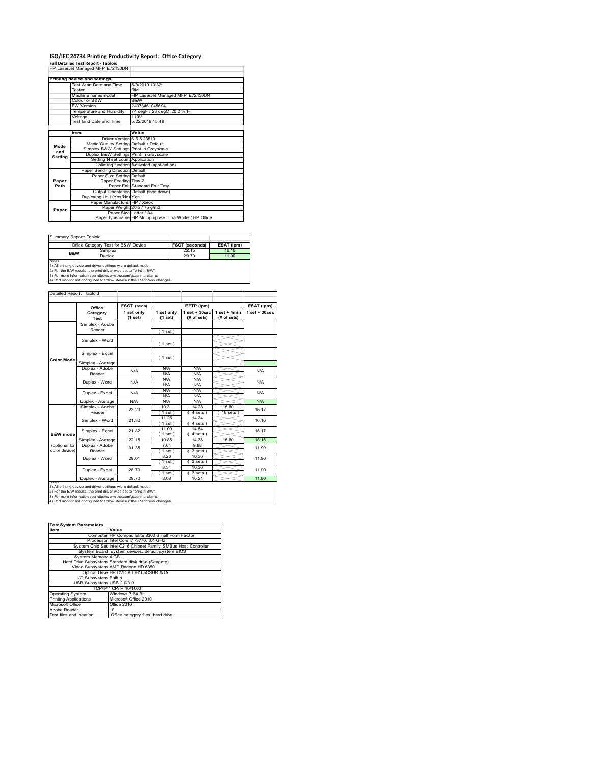# ISO/IEC 24734 Printing Productivity Report: Office Category

**Full Detailed Test Report - Tabloid**

HP LaserJet Managed MFP E72430DN

| Printing device and settings | |
|---|---|
| Test Start Date and Time | 5/3/2019 10:32 |
| Tester | RM |
| Machine name/model | HP LaserJet Managed MFP E72430DN |
| Colour or B&W | B&W |
| FW Version | 2407346_045694 |
| Temperature and Humidity | 74 degF / 23 degC 20.2 %rH |
| Voltage | 110V |
| Test End Date and Time | 5/22/2019 15:48 |

| | Item | Value |
|---|---|---|
| Mode and Setting | Driver Version | 6.6.5.23510 |
| | Media/Quality Setting | Default / Default |
| | Simplex B&W Settings | Print in Grayscale |
| | Duplex B&W Settings | Print in Grayscale |
| | Setting N set count | Application |
| | Collating function | Activated (application) |
| Paper Path | Paper Sending Direction | Default |
| | Paper Size Setting | Default |
| | Paper Feeding | Tray 2 |
| | Paper Exit | Standard Exit Tray |
| | Output Orientation | Default (face down) |
| | Duplexing Unit (Yes/No) | Yes |
| Paper | Paper Manufacturer | HP / Xerox |
| | Paper Weight | 20lb / 75 g/m2 |
| | Paper Size | Letter / A4 |
| | Paper type/name | HP Multipurpose Ultra White / HP Office |

Summary Report: Tabloid

| Office Category Test for B&W Device | | FSOT (seconds) | ESAT (ipm) |
|---|---|---|---|
| B&W | Simplex | 22.15 | 16.16 |
| | Duplex | 29.70 | 11.90 |

Notes
1) All printing device and driver settings were default mode.
2) For the B/W results, the print driver was set to "print in B/W".
3) For more information see http://www.hp.com/go/printerclaims.
4) Port monitor not configured to follow device if the IP address changes.

Detailed Report: Tabloid

| | Office Category Test | FSOT (secs) 1 set only (1 set) | EFTP (ipm) 1 set only (1 set) | EFTP (ipm) 1 set + 30sec (# of sets) | EFTP (ipm) 1 set + 4min (# of sets) | ESAT (ipm) 1 set + 30sec |
|---|---|---|---|---|---|---|
| Color Mode | Simplex - Adobe Reader | | (1 set) | | | |
| | Simplex - Word | | (1 set) | | | |
| | Simplex - Excel | | (1 set) | | | |
| | Simplex - Average | | | | | |
| | Duplex - Adobe Reader | N/A | N/A N/A | N/A N/A | | N/A |
| | Duplex - Word | N/A | N/A N/A | N/A N/A | | N/A |
| | Duplex - Excel | N/A | N/A N/A | N/A N/A | | N/A |
| | Duplex - Average | N/A | N/A | N/A | | N/A |
| B&W mode (optional for color device) | Simplex - Adobe Reader | 23.29 | 10.31 (1 set) | 14.28 (4 sets) | 15.60 (18 sets) | 16.17 |
| | Simplex - Word | 21.32 | 11.25 (1 set) | 14.34 (4 sets) | | 16.16 |
| | Simplex - Excel | 21.82 | 11.00 (1 set) | 14.54 (4 sets) | | 16.17 |
| | Simplex - Average | 22.15 | 10.85 | 14.38 | 15.60 | 16.16 |
| | Duplex - Adobe Reader | 31.35 | 7.64 (1 set) | 9.98 (3 sets) | | 11.90 |
| | Duplex - Word | 29.01 | 8.26 (1 set) | 10.30 (3 sets) | | 11.90 |
| | Duplex - Excel | 28.73 | 8.34 (1 set) | 10.36 (3 sets) | | 11.90 |
| | Duplex - Average | 29.70 | 8.08 | 10.21 | | 11.90 |

Notes
1) All printing device and driver settings were default mode.
2) For the B/W results, the print driver was set to "print in B/W".
3) For more information see http://www.hp.com/go/printerclaims.
4) Port monitor not configured to follow device if the IP address changes.

| Test System Parameters | |
|---|---|
| **Item** | **Value** |
| Computer | HP Compaq Elite 8300 Small Form Factor |
| Processor | Intel Core i7 -3770, 3.4 GHz |
| System Chip Set | Intel C216 Chipset Family SMBus Host Controller |
| System Board | system devices, default system BIOS |
| System Memory | 4 GB |
| Hard Drive Subsystem | Standard disk drive (Seagate) |
| Video Subsystem | AMD Radeon HD 6350 |
| Optical Drive | HP DVD A DH16aCSHR ATA |
| I/O Subsystem | Builtin |
| USB Subsystem | USB 2.0/3.0 |
| TCP/IP | TCP/IP 10/1000 |
| Operating System | Windows 7 64 Bit |
| Printing Applications | Microsoft Office 2010 |
| Microsoft Office | Office 2010 |
| Adobe Reader | 10 |
| Test files and location | Office category files, hard drive |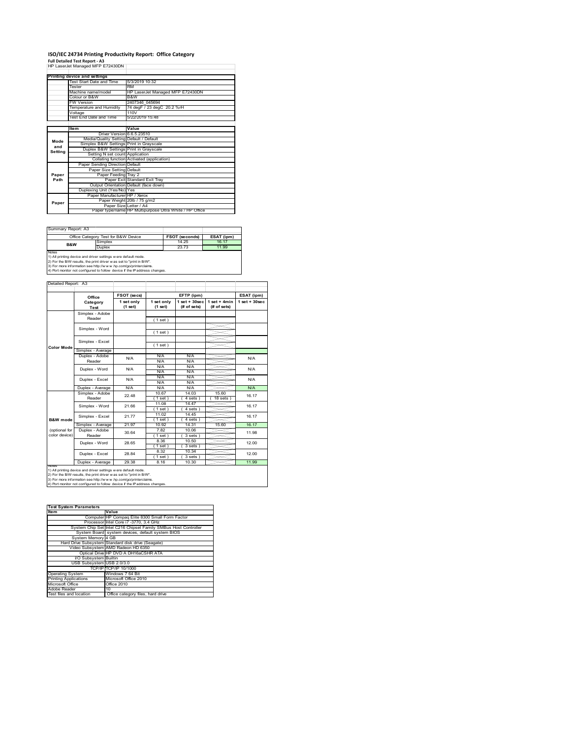# ISO/IEC 24734 Printing Productivity Report: Office Category

**Full Detailed Test Report - A3**

HP LaserJet Managed MFP E72430DN

| Printing device and settings | |
|---|---|
| Test Start Date and Time | 5/3/2019 10:32 |
| Tester | RM |
| Machine name/model | HP LaserJet Managed MFP E72430DN |
| Colour or B&W | B&W |
| FW Version | 2407346_045694 |
| Temperature and Humidity | 74 degF / 23 degC 20.2 %rH |
| Voltage | 110V |
| Test End Date and Time | 5/22/2019 15:48 |

| | Item | Value |
|---|---|---|
| Mode and Setting | Driver Version | 6.6.5.23510 |
| | Media/Quality Setting | Default / Default |
| | Simplex B&W Settings | Print in Grayscale |
| | Duplex B&W Settings | Print in Grayscale |
| | Setting N set count | Application |
| | Collating function | Activated (application) |
| Paper Path | Paper Sending Direction | Default |
| | Paper Size Setting | Default |
| | Paper Feeding | Tray 2 |
| | Paper Exit | Standard Exit Tray |
| | Output Orientation | Default (face down) |
| | Duplexing Unit (Yes/No) | Yes |
| Paper | Paper Manufacturer | HP / Xerox |
| | Paper Weight | 20lb / 75 g/m2 |
| | Paper Size | Letter / A4 |
| | Paper type/name | HP Multipurpose Ultra White / HP Office |

Summary Report: A3

| Office Category Test for B&W Device | | FSOT (seconds) | ESAT (ipm) |
|---|---|---|---|
| B&W | Simplex | 14.25 | 16.17 |
| | Duplex | 23.73 | 11.99 |

Notes
1) All printing device and driver settings were default mode.
2) For the B/W results, the print driver was set to "print in B/W".
3) For more information see http://www.hp.com/go/printerclaims.
4) Port monitor not configured to follow device if the IP address changes.

Detailed Report: A3

| | Office Category Test | FSOT (secs) 1 set only (1 set) | EFTP (ipm) 1 set only (1 set) | EFTP (ipm) 1 set + 30sec (# of sets) | EFTP (ipm) 1 set + 4min (# of sets) | ESAT (ipm) 1 set + 30sec |
|---|---|---|---|---|---|---|
| Color Mode | Simplex - Adobe Reader | | (1 set) | | | |
| | Simplex - Word | | (1 set) | | | |
| | Simplex - Excel | | (1 set) | | | |
| | Simplex - Average | | | | | |
| | Duplex - Adobe Reader | N/A | N/A N/A | N/A N/A | | N/A |
| | Duplex - Word | N/A | N/A N/A | N/A N/A | | N/A |
| | Duplex - Excel | N/A | N/A N/A | N/A N/A | | N/A |
| | Duplex - Average | N/A | N/A | N/A | | N/A |
| B&W mode (optional for color device) | Simplex - Adobe Reader | 22.48 | 10.67 (1 set) | 14.03 (4 sets) | 15.60 (18 sets) | 16.17 |
| | Simplex - Word | 21.66 | 11.08 (1 set) | 14.47 (4 sets) | | 16.17 |
| | Simplex - Excel | 21.77 | 11.02 (1 set) | 14.45 (4 sets) | | 16.17 |
| | Simplex - Average | 21.97 | 10.92 | 14.31 | 15.60 | 16.17 |
| | Duplex - Adobe Reader | 30.64 | 7.82 (1 set) | 10.06 (3 sets) | | 11.98 |
| | Duplex - Word | 28.65 | 8.36 (1 set) | 10.50 (3 sets) | | 12.00 |
| | Duplex - Excel | 28.84 | 8.32 (1 set) | 10.34 (3 sets) | | 12.00 |
| | Duplex - Average | 29.38 | 8.16 | 10.30 | | 11.99 |

Notes
1) All printing device and driver settings were default mode.
2) For the B/W results, the print driver was set to "print in B/W".
3) For more information see http://www.hp.com/go/printerclaims.
4) Port monitor not configured to follow device if the IP address changes.

| Test System Parameters | |
|---|---|
| **Item** | **Value** |
| Computer | HP Compaq Elite 8300 Small Form Factor |
| Processor | Intel Core i7 -3770, 3.4 GHz |
| System Chip Set | Intel C216 Chipset Family SMBus Host Controller |
| System Board | system devices, default system BIOS |
| System Memory | 4 GB |
| Hard Drive Subsystem | Standard disk drive (Seagate) |
| Video Subsystem | AMD Radeon HD 6350 |
| Optical Drive | HP DVD A DH16aCSHR ATA |
| I/O Subsystem | Builtin |
| USB Subsystem | USB 2.0/3.0 |
| TCP/IP | TCP/IP 10/1000 |
| Operating System | Windows 7 64 Bit |
| Printing Applications | Microsoft Office 2010 |
| Microsoft Office | Office 2010 |
| Adobe Reader | 10 |
| Test files and location | Office category files, hard drive |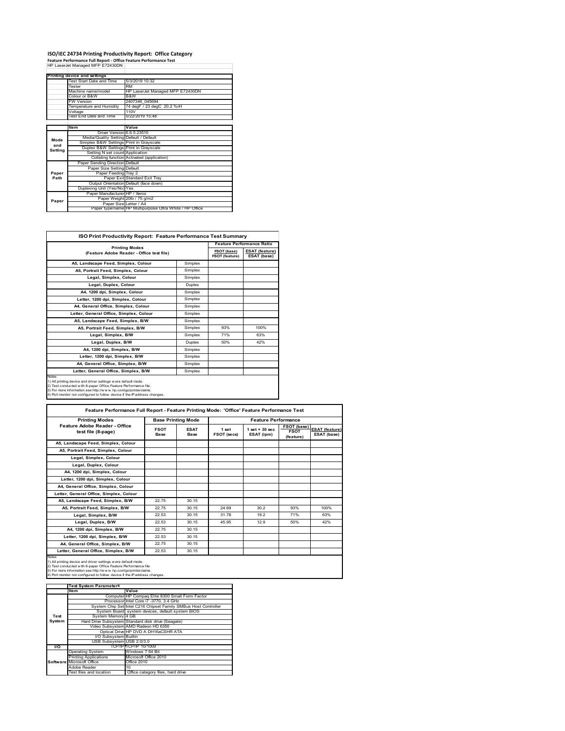# ISO/IEC 24734 Printing Productivity Report: Office Category

**Feature Performance Full Report - Office Feature Performance Test**

HP LaserJet Managed MFP E72430DN

| Printing device and settings | |
|---|---|
| Test Start Date and Time | 5/3/2019 10:32 |
| Tester | RM |
| Machine name/model | HP LaserJet Managed MFP E72430DN |
| Colour or B&W | B&W |
| FW Version | 2407346_045694 |
| Temperature and Humidity | 74 degF / 23 degC 20.2 %rH |
| Voltage | 110V |
| Test End Date and Time | 5/22/2019 15:48 |

| | Item | Value |
|---|---|---|
| Mode and Setting | Driver Version | 6.6.5.23510 |
| | Media/Quality Setting | Default / Default |
| | Simplex B&W Settings | Print in Grayscale |
| | Duplex B&W Settings | Print in Grayscale |
| | Setting N set count | Application |
| | Collating function | Activated (application) |
| Paper Path | Paper Sending Direction | Default |
| | Paper Size Setting | Default |
| | Paper Feeding | Tray 2 |
| | Paper Exit | Standard Exit Tray |
| | Output Orientation | Default (face down) |
| | Duplexing Unit (Yes/No) | Yes |
| Paper | Paper Manufacturer | HP / Xerox |
| | Paper Weight | 20lb / 75 g/m2 |
| | Paper Size | Letter / A4 |
| | Paper type/name | HP Multipurpose Ultra White / HP Office |

## ISO Print Productivity Report: Feature Performance Test Summary

| Printing Modes (Feature Adobe Reader - Office test file) | | Feature Performance Ratio FSOT (base) / FSOT (feature) | ESAT (feature) / ESAT (base) |
|---|---|---|---|
| A5, Landscape Feed, Simplex, Colour | Simplex | | |
| A5, Portrait Feed, Simplex, Colour | Simplex | | |
| Legal, Simplex, Colour | Simplex | | |
| Legal, Duplex, Colour | Duplex | | |
| A4, 1200 dpi, Simplex, Colour | Simplex | | |
| Letter, 1200 dpi, Simplex, Colour | Simplex | | |
| A4, General Office, Simplex, Colour | Simplex | | |
| Letter, General Office, Simplex, Colour | Simplex | | |
| A5, Landscape Feed, Simplex, B/W | Simplex | | |
| A5, Portrait Feed, Simplex, B/W | Simplex | 93% | 100% |
| Legal, Simplex, B/W | Simplex | 71% | 63% |
| Legal, Duplex, B/W | Duplex | 50% | 42% |
| A4, 1200 dpi, Simplex, B/W | Simplex | | |
| Letter, 1200 dpi, Simplex, B/W | Simplex | | |
| A4, General Office, Simplex, B/W | Simplex | | |
| Letter, General Office, Simplex, B/W | Simplex | | |

Notes
1) All printing device and driver settings were default mode.
2) Test conducted with 8-paper Office Feature Performance file.
3) For more information see http://www.hp.com/go/printerclaims.
4) Port monitor not configured to follow device if the IP address changes.

## Feature Performance Full Report - Feature Printing Mode: 'Office' Feature Performance Test

| Printing Modes Feature Adobe Reader - Office test file (8-page) | Base Printing Mode FSOT Base | ESAT Base | Feature Performance 1 set FSOT (secs) | 1 set + 30 sec ESAT (ipm) | FSOT (base) / FSOT (feature) | ESAT (feature) / ESAT (base) |
|---|---|---|---|---|---|---|
| A5, Landscape Feed, Simplex, Colour | | | | | | |
| A5, Portrait Feed, Simplex, Colour | | | | | | |
| Legal, Simplex, Colour | | | | | | |
| Legal, Duplex, Colour | | | | | | |
| A4, 1200 dpi, Simplex, Colour | | | | | | |
| Letter, 1200 dpi, Simplex, Colour | | | | | | |
| A4, General Office, Simplex, Colour | | | | | | |
| Letter, General Office, Simplex, Colour | | | | | | |
| A5, Landscape Feed, Simplex, B/W | 22.75 | 30.15 | | | | |
| A5, Portrait Feed, Simplex, B/W | 22.75 | 30.15 | 24.69 | 30.2 | 93% | 100% |
| Legal, Simplex, B/W | 22.53 | 30.15 | 31.78 | 19.2 | 71% | 63% |
| Legal, Duplex, B/W | 22.53 | 30.15 | 45.95 | 12.9 | 50% | 42% |
| A4, 1200 dpi, Simplex, B/W | 22.75 | 30.15 | | | | |
| Letter, 1200 dpi, Simplex, B/W | 22.53 | 30.15 | | | | |
| A4, General Office, Simplex, B/W | 22.75 | 30.15 | | | | |
| Letter, General Office, Simplex, B/W | 22.53 | 30.15 | | | | |

Notes
1) All printing device and driver settings were default mode.
2) Test conducted with 8-paper Office Feature Performance file
3) For more information see http://www.hp.com/go/printerclaims.
4) Port monitor not configured to follow device if the IP address changes.

| | Test System Parameters Item | Value |
|---|---|---|
| Test System | Computer | HP Compaq Elite 8300 Small Form Factor |
| | Processor | Intel Core i7 -3770, 3.4 GHz |
| | System Chip Set | Intel C216 Chipset Family SMBus Host Controller |
| | System Board | system devices, default system BIOS |
| | System Memory | 4 GB |
| | Hard Drive Subsystem | Standard disk drive (Seagate) |
| | Video Subsystem | AMD Radeon HD 6350 |
| | Optical Drive | HP DVD A DH16aCSHR ATA |
| | I/O Subsystem | Builtin |
| | USB Subsystem | USB 2.0/3.0 |
| I/O | TCP/IP | TCP/IP 10/1000 |
| Software | Operating System | Windows 7 64 Bit |
| | Printing Applications | Microsoft Office 2010 |
| | Microsoft Office | Office 2010 |
| | Adobe Reader | 10 |
| | Test files and location | Office category files, hard drive |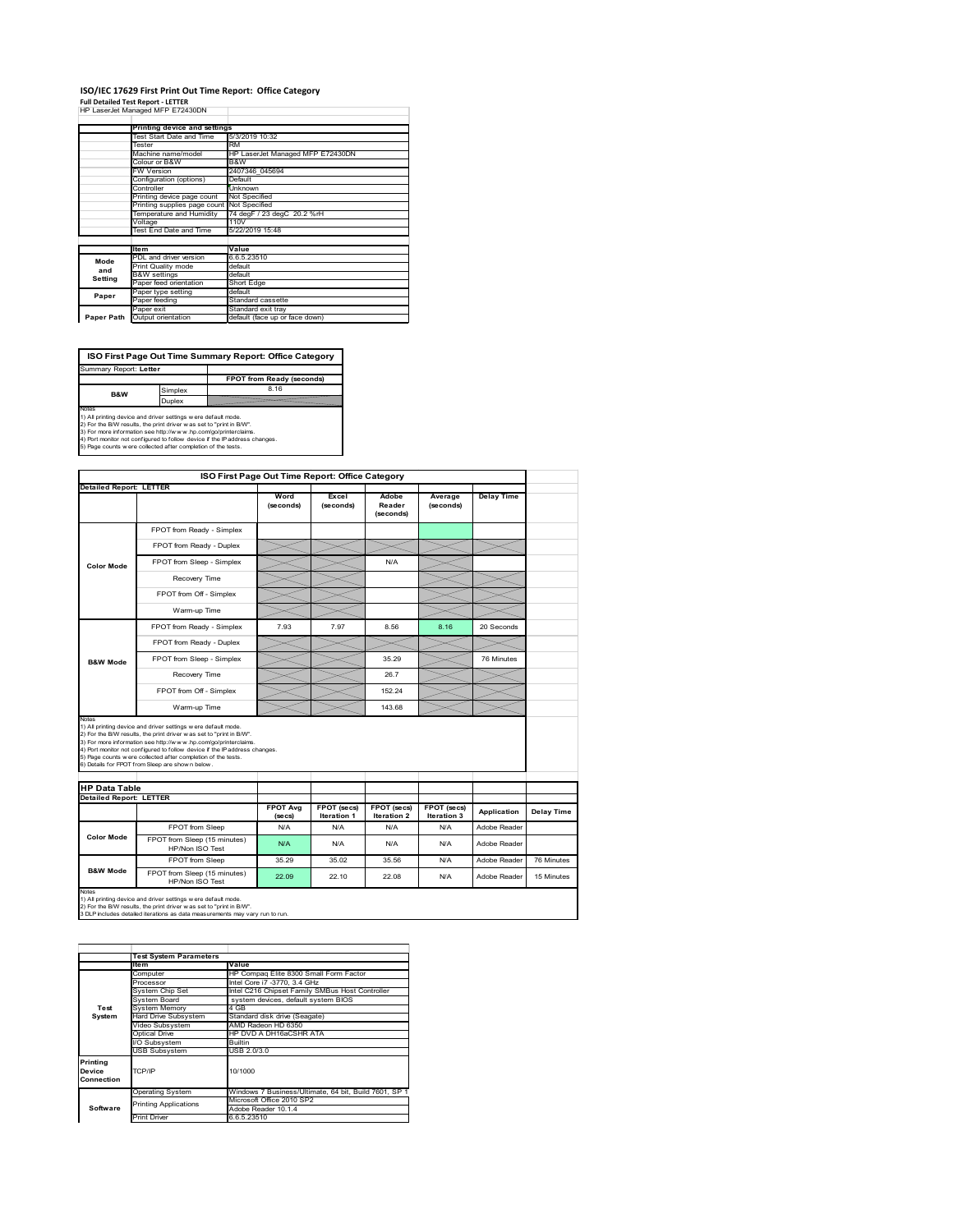# ISO/IEC 17629 First Print Out Time Report: Office Category

**Full Detailed Test Report - LETTER**

HP LaserJet Managed MFP E72430DN

| | Printing device and settings | |
|---|---|---|
| | Test Start Date and Time | 5/3/2019 10:32 |
| | Tester | RM |
| | Machine name/model | HP LaserJet Managed MFP E72430DN |
| | Colour or B&W | B&W |
| | FW Version | 2407346_045694 |
| | Configuration (options) | Default |
| | Controller | Unknown |
| | Printing device page count | Not Specified |
| | Printing supplies page count | Not Specified |
| | Temperature and Humidity | 74 degF / 23 degC 20.2 %rH |
| | Voltage | 110V |
| | Test End Date and Time | 5/22/2019 15:48 |

| | Item | Value |
|---|---|---|
| Mode and Setting | PDL and driver version | 6.6.5.23510 |
| | Print Quality mode | default |
| | B&W settings | default |
| | Paper feed orientation | Short Edge |
| Paper | Paper type setting | default |
| | Paper feeding | Standard cassette |
| | Paper exit | Standard exit tray |
| Paper Path | Output orientation | default (face up or face down) |

## ISO First Page Out Time Summary Report: Office Category

Summary Report: **Letter**

| | | FPOT from Ready (seconds) |
|---|---|---|
| B&W | Simplex | 8.16 |
| | Duplex | |

Notes
1) All printing device and driver settings were default mode.
2) For the B/W results, the print driver was set to "print in B/W".
3) For more information see http://www.hp.com/go/printerclaims.
4) Port monitor not configured to follow device if the IP address changes.
5) Page counts were collected after completion of the tests.

## ISO First Page Out Time Report: Office Category

Detailed Report: **LETTER**

| | | Word (seconds) | Excel (seconds) | Adobe Reader (seconds) | Average (seconds) | Delay Time |
|---|---|---|---|---|---|---|
| Color Mode | FPOT from Ready - Simplex | | | | | |
| | FPOT from Ready - Duplex | | | | | |
| | FPOT from Sleep - Simplex | | | N/A | | |
| | Recovery Time | | | | | |
| | FPOT from Off - Simplex | | | | | |
| | Warm-up Time | | | | | |
| B&W Mode | FPOT from Ready - Simplex | 7.93 | 7.97 | 8.56 | 8.16 | 20 Seconds |
| | FPOT from Ready - Duplex | | | | | |
| | FPOT from Sleep - Simplex | | | 35.29 | | 76 Minutes |
| | Recovery Time | | | 26.7 | | |
| | FPOT from Off - Simplex | | | 152.24 | | |
| | Warm-up Time | | | 143.68 | | |

Notes
1) All printing device and driver settings were default mode.
2) For the B/W results, the print driver was set to "print in B/W".
3) For more information see http://www.hp.com/go/printerclaims.
4) Port monitor not configured to follow device if the IP address changes.
5) Page counts were collected after completion of the tests.
6) Details for FPOT from Sleep are shown below.

## HP Data Table

Detailed Report: **LETTER**

| | | FPOT Avg (secs) | FPOT (secs) Iteration 1 | FPOT (secs) Iteration 2 | FPOT (secs) Iteration 3 | Application | Delay Time |
|---|---|---|---|---|---|---|---|
| Color Mode | FPOT from Sleep | N/A | N/A | N/A | N/A | Adobe Reader | |
| | FPOT from Sleep (15 minutes) HP/Non ISO Test | N/A | N/A | N/A | N/A | Adobe Reader | |
| B&W Mode | FPOT from Sleep | 35.29 | 35.02 | 35.56 | N/A | Adobe Reader | 76 Minutes |
| | FPOT from Sleep (15 minutes) HP/Non ISO Test | 22.09 | 22.10 | 22.08 | N/A | Adobe Reader | 15 Minutes |

Notes
1) All printing device and driver settings were default mode.
2) For the B/W results, the print driver was set to "print in B/W".
3 DLP includes detailed iterations as data measurements may vary run to run.

| | Test System Parameters | |
|---|---|---|
| | Item | Value |
| Test System | Computer | HP Compaq Elite 8300 Small Form Factor |
| | Processor | Intel Core i7 -3770, 3.4 GHz |
| | System Chip Set | Intel C216 Chipset Family SMBus Host Controller |
| | System Board | system devices, default system BIOS |
| | System Memory | 4 GB |
| | Hard Drive Subsystem | Standard disk drive (Seagate) |
| | Video Subsystem | AMD Radeon HD 6350 |
| | Optical Drive | HP DVD A DH16aCSHR ATA |
| | I/O Subsystem | Builtin |
| | USB Subsystem | USB 2.0/3.0 |
| Printing Device Connection | TCP/IP | 10/1000 |
| Software | Operating System | Windows 7 Business/Ultimate, 64 bit, Build 7601, SP 1 |
| | Printing Applications | Microsoft Office 2010 SP2 |
| | | Adobe Reader 10.1.4 |
| | Print Driver | 6.6.5.23510 |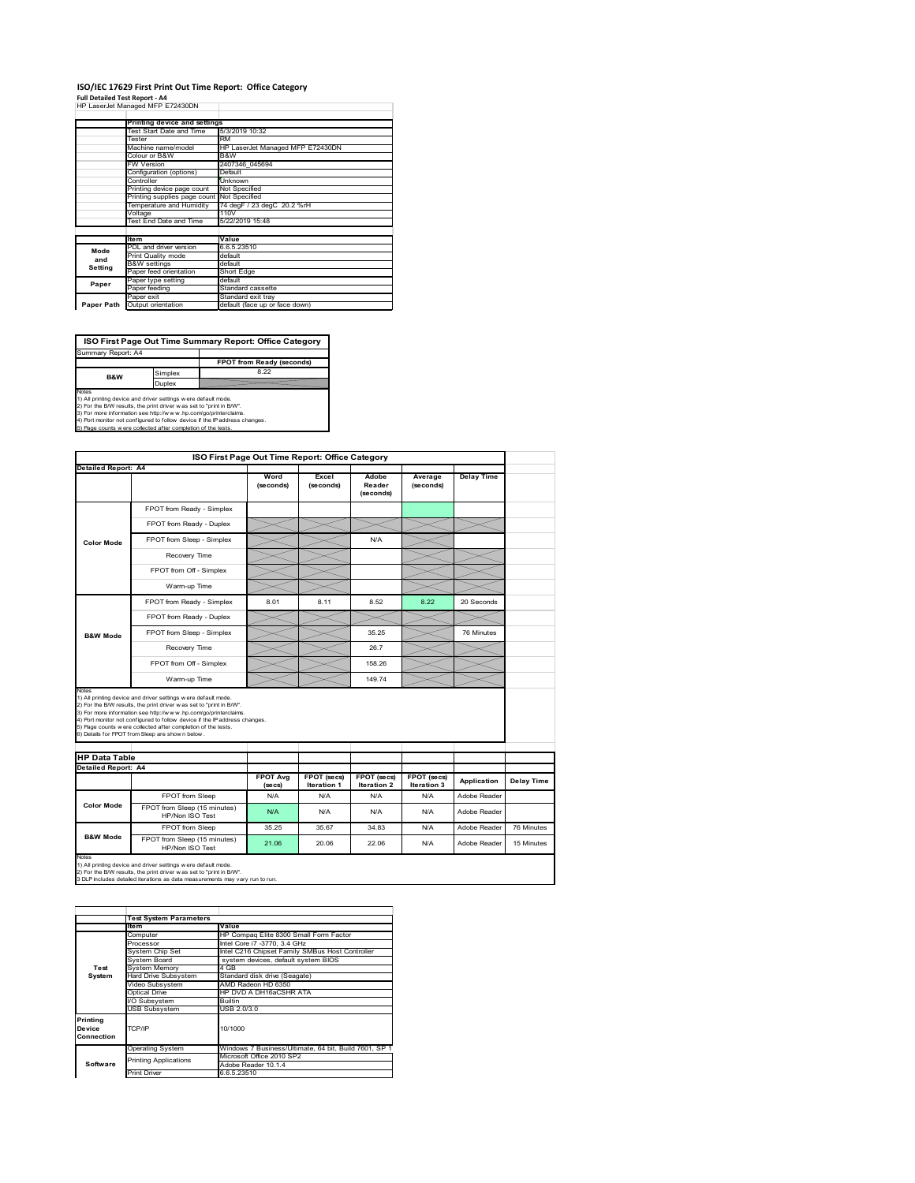# ISO/IEC 17629 First Print Out Time Report: Office Category

**Full Detailed Test Report - A4**

HP LaserJet Managed MFP E72430DN

| | Printing device and settings | |
|---|---|---|
| | Test Start Date and Time | 5/3/2019 10:32 |
| | Tester | RM |
| | Machine name/model | HP LaserJet Managed MFP E72430DN |
| | Colour or B&W | B&W |
| | FW Version | 2407346_045694 |
| | Configuration (options) | Default |
| | Controller | Unknown |
| | Printing device page count | Not Specified |
| | Printing supplies page count | Not Specified |
| | Temperature and Humidity | 74 degF / 23 degC 20.2 %rH |
| | Voltage | 110V |
| | Test End Date and Time | 5/22/2019 15:48 |

| | Item | Value |
|---|---|---|
| Mode and Setting | PDL and driver version | 6.6.5.23510 |
| | Print Quality mode | default |
| | B&W settings | default |
| | Paper feed orientation | Short Edge |
| Paper | Paper type setting | default |
| | Paper feeding | Standard cassette |
| | Paper exit | Standard exit tray |
| Paper Path | Output orientation | default (face up or face down) |

## ISO First Page Out Time Summary Report: Office Category

Summary Report: A4

| | | FPOT from Ready (seconds) |
|---|---|---|
| B&W | Simplex | 8.22 |
| | Duplex | |

Notes
1) All printing device and driver settings were default mode.
2) For the B/W results, the print driver was set to "print in B/W".
3) For more information see http://www.hp.com/go/printerclaims.
4) Port monitor not configured to follow device if the IP address changes.
5) Page counts were collected after completion of the tests.

## ISO First Page Out Time Report: Office Category

Detailed Report: A4

| | | Word (seconds) | Excel (seconds) | Adobe Reader (seconds) | Average (seconds) | Delay Time |
|---|---|---|---|---|---|---|
| Color Mode | FPOT from Ready - Simplex | | | | | |
| | FPOT from Ready - Duplex | | | | | |
| | FPOT from Sleep - Simplex | | | N/A | | |
| | Recovery Time | | | | | |
| | FPOT from Off - Simplex | | | | | |
| | Warm-up Time | | | | | |
| B&W Mode | FPOT from Ready - Simplex | 8.01 | 8.11 | 8.52 | 8.22 | 20 Seconds |
| | FPOT from Ready - Duplex | | | | | |
| | FPOT from Sleep - Simplex | | | 35.25 | | 76 Minutes |
| | Recovery Time | | | 26.7 | | |
| | FPOT from Off - Simplex | | | 158.26 | | |
| | Warm-up Time | | | 149.74 | | |

Notes
1) All printing device and driver settings were default mode.
2) For the B/W results, the print driver was set to "print in B/W".
3) For more information see http://www.hp.com/go/printerclaims.
4) Port monitor not configured to follow device if the IP address changes.
5) Page counts were collected after completion of the tests.
6) Details for FPOT from Sleep are shown below.

## HP Data Table

Detailed Report: A4

| | | FPOT Avg (secs) | FPOT (secs) Iteration 1 | FPOT (secs) Iteration 2 | FPOT (secs) Iteration 3 | Application | Delay Time |
|---|---|---|---|---|---|---|---|
| Color Mode | FPOT from Sleep | N/A | N/A | N/A | N/A | Adobe Reader | |
| | FPOT from Sleep (15 minutes) HP/Non ISO Test | N/A | N/A | N/A | N/A | Adobe Reader | |
| B&W Mode | FPOT from Sleep | 35.25 | 35.67 | 34.83 | N/A | Adobe Reader | 76 Minutes |
| | FPOT from Sleep (15 minutes) HP/Non ISO Test | 21.06 | 20.06 | 22.06 | N/A | Adobe Reader | 15 Minutes |

Notes
1) All printing device and driver settings were default mode.
2) For the B/W results, the print driver was set to "print in B/W".
3 DLP includes detailed iterations as data measurements may vary run to run.

| | Test System Parameters | |
|---|---|---|
| | Item | Value |
| Test System | Computer | HP Compaq Elite 8300 Small Form Factor |
| | Processor | Intel Core i7 -3770, 3.4 GHz |
| | System Chip Set | Intel C216 Chipset Family SMBus Host Controller |
| | System Board | system devices, default system BIOS |
| | System Memory | 4 GB |
| | Hard Drive Subsystem | Standard disk drive (Seagate) |
| | Video Subsystem | AMD Radeon HD 6350 |
| | Optical Drive | HP DVD A DH16aCSHR ATA |
| | I/O Subsystem | Builtin |
| | USB Subsystem | USB 2.0/3.0 |
| Printing Device Connection | TCP/IP | 10/1000 |
| Software | Operating System | Windows 7 Business/Ultimate, 64 bit, Build 7601, SP 1 |
| | Printing Applications | Microsoft Office 2010 SP2 |
| | | Adobe Reader 10.1.4 |
| | Print Driver | 6.6.5.23510 |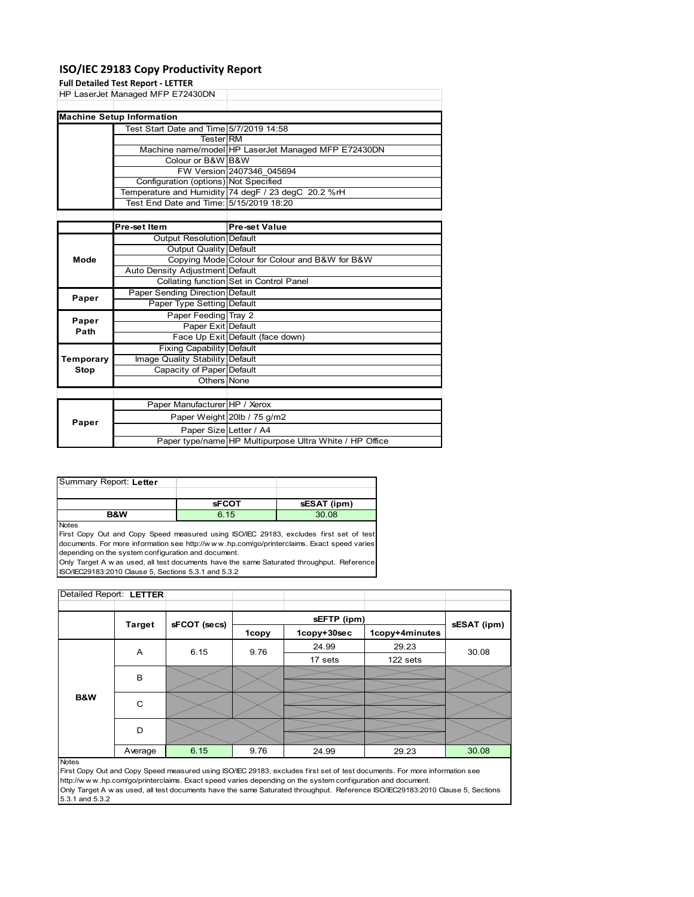# ISO/IEC 29183 Copy Productivity Report

**Full Detailed Test Report - LETTER**

HP LaserJet Managed MFP E72430DN

| Machine Setup Information | | |
|---|---|---|
| | Test Start Date and Time | 5/7/2019 14:58 |
| | Tester | RM |
| | Machine name/model | HP LaserJet Managed MFP E72430DN |
| | Colour or B&W | B&W |
| | FW Version | 2407346_045694 |
| | Configuration (options) | Not Specified |
| | Temperature and Humidity | 74 degF / 23 degC 20.2 %rH |
| | Test End Date and Time: | 5/15/2019 18:20 |

| | Pre-set Item | Pre-set Value |
|---|---|---|
| Mode | Output Resolution | Default |
| | Output Quality | Default |
| | Copying Mode | Colour for Colour and B&W for B&W |
| | Auto Density Adjustment | Default |
| | Collating function | Set in Control Panel |
| Paper | Paper Sending Direction | Default |
| | Paper Type Setting | Default |
| Paper Path | Paper Feeding | Tray 2 |
| | Paper Exit | Default |
| | Face Up Exit | Default (face down) |
| Temporary Stop | Fixing Capability | Default |
| | Image Quality Stability | Default |
| | Capacity of Paper | Default |
| | Others | None |

| | | |
|---|---|---|
| Paper | Paper Manufacturer | HP / Xerox |
| | Paper Weight | 20lb / 75 g/m2 |
| | Paper Size | Letter / A4 |
| | Paper type/name | HP Multipurpose Ultra White / HP Office |

Summary Report: **Letter**

| | sFCOT | sESAT (ipm) |
|---|---|---|
| B&W | 6.15 | 30.08 |

Notes
First Copy Out and Copy Speed measured using ISO/IEC 29183, excludes first set of test documents. For more information see http://www.hp.com/go/printerclaims. Exact speed varies depending on the system configuration and document.
Only Target A was used, all test documents have the same Saturated throughput. Reference ISO/IEC29183:2010 Clause 5, Sections 5.3.1 and 5.3.2

Detailed Report: **LETTER**

| | Target | sFCOT (secs) | sEFTP (ipm) | | | sESAT (ipm) |
|---|---|---|---|---|---|---|
| | | | 1copy | 1copy+30sec | 1copy+4minutes | |
| B&W | A | 6.15 | 9.76 | 24.99 | 29.23 | 30.08 |
| | | | | 17 sets | 122 sets | |
| | B | | | | | |
| | C | | | | | |
| | D | | | | | |
| | Average | 6.15 | 9.76 | 24.99 | 29.23 | 30.08 |

Notes
First Copy Out and Copy Speed measured using ISO/IEC 29183, excludes first set of test documents. For more information see http://www.hp.com/go/printerclaims. Exact speed varies depending on the system configuration and document.
Only Target A was used, all test documents have the same Saturated throughput. Reference ISO/IEC29183:2010 Clause 5, Sections 5.3.1 and 5.3.2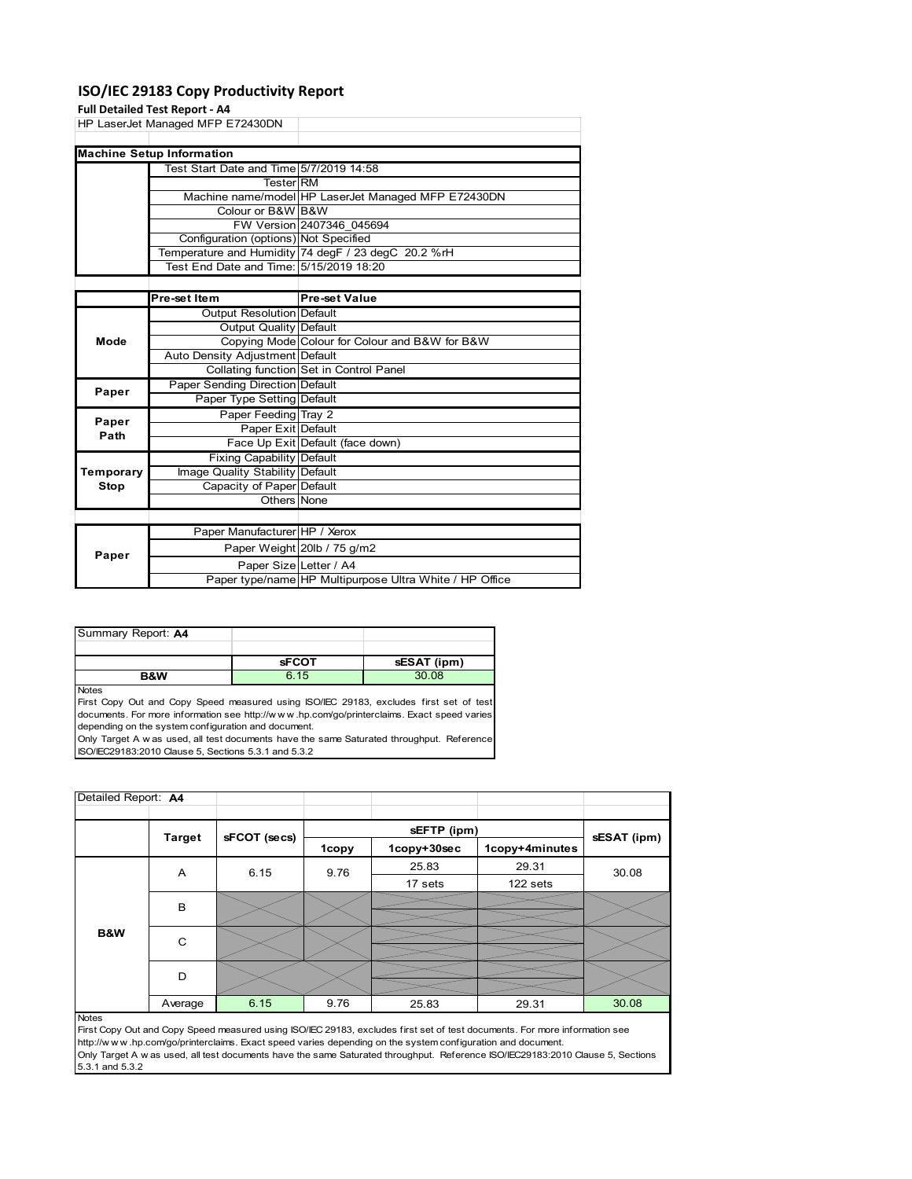# ISO/IEC 29183 Copy Productivity Report

**Full Detailed Test Report - A4**

HP LaserJet Managed MFP E72430DN

| Machine Setup Information | | |
|---|---|---|
| | Test Start Date and Time | 5/7/2019 14:58 |
| | Tester | RM |
| | Machine name/model | HP LaserJet Managed MFP E72430DN |
| | Colour or B&W | B&W |
| | FW Version | 2407346_045694 |
| | Configuration (options) | Not Specified |
| | Temperature and Humidity | 74 degF / 23 degC 20.2 %rH |
| | Test End Date and Time: | 5/15/2019 18:20 |

| | Pre-set Item | Pre-set Value |
|---|---|---|
| Mode | Output Resolution | Default |
| | Output Quality | Default |
| | Copying Mode | Colour for Colour and B&W for B&W |
| | Auto Density Adjustment | Default |
| | Collating function | Set in Control Panel |
| Paper | Paper Sending Direction | Default |
| | Paper Type Setting | Default |
| Paper Path | Paper Feeding | Tray 2 |
| | Paper Exit | Default |
| | Face Up Exit | Default (face down) |
| Temporary Stop | Fixing Capability | Default |
| | Image Quality Stability | Default |
| | Capacity of Paper | Default |
| | Others | None |

| | | |
|---|---|---|
| Paper | Paper Manufacturer | HP / Xerox |
| | Paper Weight | 20lb / 75 g/m2 |
| | Paper Size | Letter / A4 |
| | Paper type/name | HP Multipurpose Ultra White / HP Office |

Summary Report: **A4**

| | sFCOT | sESAT (ipm) |
|---|---|---|
| **B&W** | 6.15 | 30.08 |

Notes

First Copy Out and Copy Speed measured using ISO/IEC 29183, excludes first set of test documents. For more information see http://www.hp.com/go/printerclaims. Exact speed varies depending on the system configuration and document.

Only Target A was used, all test documents have the same Saturated throughput. Reference ISO/IEC29183:2010 Clause 5, Sections 5.3.1 and 5.3.2

Detailed Report: **A4**

| | Target | sFCOT (secs) | sEFTP (ipm) | | | sESAT (ipm) |
|---|---|---|---|---|---|---|
| | | | 1copy | 1copy+30sec | 1copy+4minutes | |
| B&W | A | 6.15 | 9.76 | 25.83 | 29.31 | 30.08 |
| | | | | 17 sets | 122 sets | |
| | B | | | | | |
| | C | | | | | |
| | D | | | | | |
| | Average | 6.15 | 9.76 | 25.83 | 29.31 | 30.08 |

Notes

First Copy Out and Copy Speed measured using ISO/IEC 29183, excludes first set of test documents. For more information see http://www.hp.com/go/printerclaims. Exact speed varies depending on the system configuration and document.

Only Target A was used, all test documents have the same Saturated throughput. Reference ISO/IEC29183:2010 Clause 5, Sections 5.3.1 and 5.3.2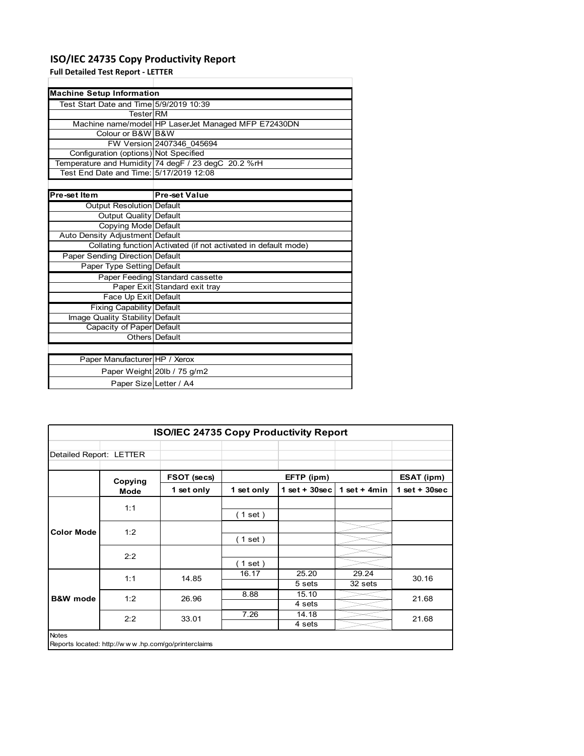# ISO/IEC 24735 Copy Productivity Report

**Full Detailed Test Report - LETTER**

| Machine Setup Information | |
|---|---|
| Test Start Date and Time | 5/9/2019 10:39 |
| Tester | RM |
| Machine name/model | HP LaserJet Managed MFP E72430DN |
| Colour or B&W | B&W |
| FW Version | 2407346_045694 |
| Configuration (options) | Not Specified |
| Temperature and Humidity | 74 degF / 23 degC 20.2 %rH |
| Test End Date and Time: | 5/17/2019 12:08 |

| Pre-set Item | Pre-set Value |
|---|---|
| Output Resolution | Default |
| Output Quality | Default |
| Copying Mode | Default |
| Auto Density Adjustment | Default |
| Collating function | Activated (if not activated in default mode) |
| Paper Sending Direction | Default |
| Paper Type Setting | Default |
| Paper Feeding | Standard cassette |
| Paper Exit | Standard exit tray |
| Face Up Exit | Default |
| Fixing Capability | Default |
| Image Quality Stability | Default |
| Capacity of Paper | Default |
| Others | Default |

| | |
|---|---|
| Paper Manufacturer | HP / Xerox |
| Paper Weight | 20lb / 75 g/m2 |
| Paper Size | Letter / A4 |

## ISO/IEC 24735 Copy Productivity Report

Detailed Report: LETTER

| | Copying Mode | FSOT (secs) | EFTP (ipm) | | | ESAT (ipm) |
|---|---|---|---|---|---|---|
| | | 1 set only | 1 set only | 1 set + 30sec | 1 set + 4min | 1 set + 30sec |
| Color Mode | 1:1 | | ( 1 set ) | | | |
| | 1:2 | | ( 1 set ) | | | |
| | 2:2 | | ( 1 set ) | | | |
| B&W mode | 1:1 | 14.85 | 16.17 | 25.20<br>5 sets | 29.24<br>32 sets | 30.16 |
| | 1:2 | 26.96 | 8.88 | 15.10<br>4 sets | | 21.68 |
| | 2:2 | 33.01 | 7.26 | 14.18<br>4 sets | | 21.68 |

Notes

Reports located: http://www.hp.com/go/printerclaims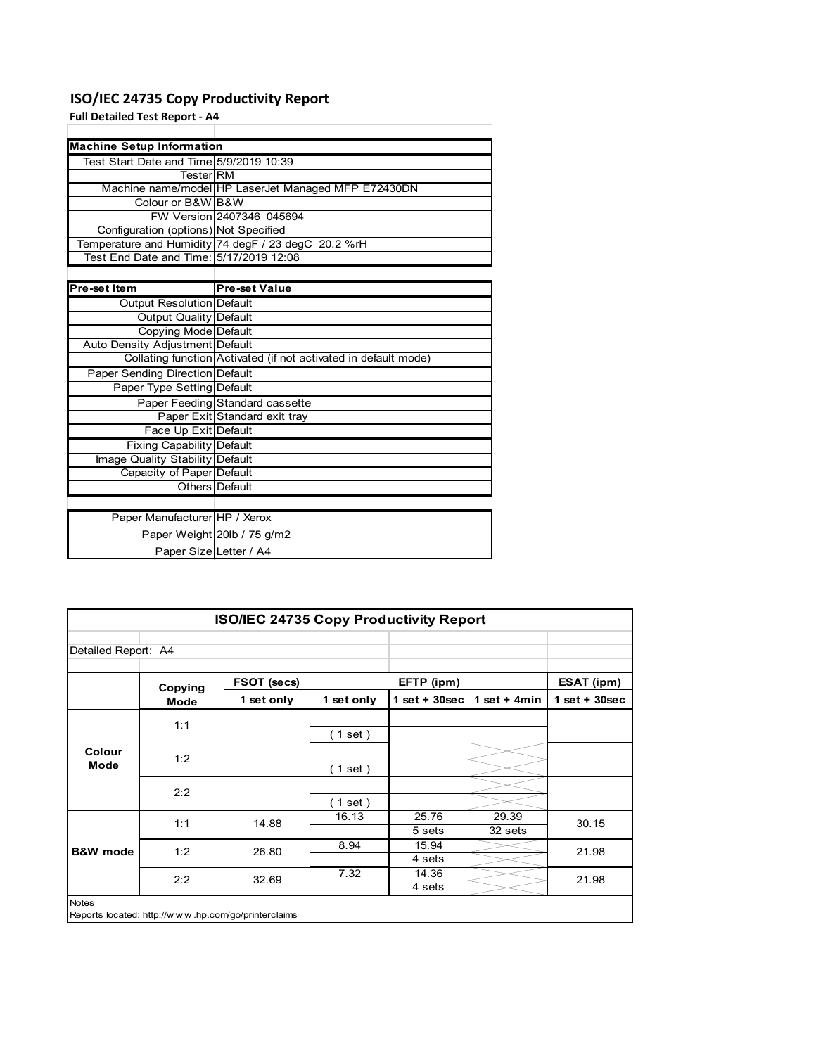# ISO/IEC 24735 Copy Productivity Report

**Full Detailed Test Report - A4**

| Machine Setup Information | |
|---|---|
| Test Start Date and Time | 5/9/2019 10:39 |
| Tester | RM |
| Machine name/model | HP LaserJet Managed MFP E72430DN |
| Colour or B&W | B&W |
| FW Version | 2407346_045694 |
| Configuration (options) | Not Specified |
| Temperature and Humidity | 74 degF / 23 degC 20.2 %rH |
| Test End Date and Time: | 5/17/2019 12:08 |

| Pre-set Item | Pre-set Value |
|---|---|
| Output Resolution | Default |
| Output Quality | Default |
| Copying Mode | Default |
| Auto Density Adjustment | Default |
| Collating function | Activated (if not activated in default mode) |
| Paper Sending Direction | Default |
| Paper Type Setting | Default |
| Paper Feeding | Standard cassette |
| Paper Exit | Standard exit tray |
| Face Up Exit | Default |
| Fixing Capability | Default |
| Image Quality Stability | Default |
| Capacity of Paper | Default |
| Others | Default |

| | |
|---|---|
| Paper Manufacturer | HP / Xerox |
| Paper Weight | 20lb / 75 g/m2 |
| Paper Size | Letter / A4 |

## ISO/IEC 24735 Copy Productivity Report

Detailed Report: A4

| | Copying Mode | FSOT (secs) | EFTP (ipm) | | | ESAT (ipm) |
|---|---|---|---|---|---|---|
| | | 1 set only | 1 set only | 1 set + 30sec | 1 set + 4min | 1 set + 30sec |
| Colour Mode | 1:1 | | ( 1 set ) | | | |
| | 1:2 | | ( 1 set ) | | | |
| | 2:2 | | ( 1 set ) | | | |
| B&W mode | 1:1 | 14.88 | 16.13 | 25.76<br>5 sets | 29.39<br>32 sets | 30.15 |
| | 1:2 | 26.80 | 8.94 | 15.94<br>4 sets | | 21.98 |
| | 2:2 | 32.69 | 7.32 | 14.36<br>4 sets | | 21.98 |

Notes

Reports located: http://www.hp.com/go/printerclaims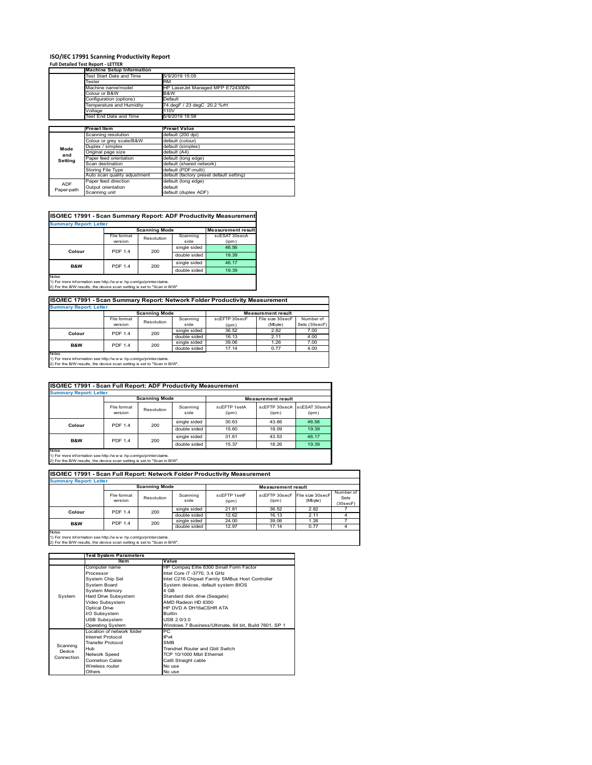# ISO/IEC 17991 Scanning Productivity Report

**Full Detailed Test Report - LETTER**

| | Machine Setup Information | |
|---|---|---|
| | Test Start Date and Time | 5/9/2019 15:05 |
| | Tester | RM |
| | Machine name/model | HP LaserJet Managed MFP E72430DN |
| | Colour or B&W | B&W |
| | Configuration (options) | Default |
| | Temperature and Humidity | 74 degF / 23 degC 20.2 %rH |
| | Voltage | 110V |
| | Test End Date and Time | 5/9/2019 18:58 |

| | Preset Item | Preset Value |
|---|---|---|
| Mode and Setting | Scanning resolution | default (200 dpi) |
| | Colour or grey scale/B&W | default (colour) |
| | Duplex / simplex | default (simplex) |
| | Original page size | default (A4) |
| | Paper feed orientation | default (long edge) |
| | Scan destination | default (shared network) |
| | Storing File Type | default (PDF-multi) |
| | Auto scan quality adjustment | default (factory preset default setting) |
| ADF Paper-path | Paper feed direction | default (long edge) |
| | Output orientation | default |
| | Scanning unit | default (duplex ADF) |

## ISO/IEC 17991 - Scan Summary Report: ADF Productivity Measurement

**Summary Report: Letter**

| | Scanning Mode | | | Measurement result |
|---|---|---|---|---|
| | File format version | Resolution | Scanning side | scESAT 30secA (ipm) |
| Colour | PDF 1.4 | 200 | single sided | 46.56 |
| | | | double sided | 19.39 |
| B&W | PDF 1.4 | 200 | single sided | 46.17 |
| | | | double sided | 19.39 |

Notes
1) For more information see http://www.hp.com/go/printerclaims.
2) For the B/W results, the device scan setting is set to "Scan in B/W".

## ISO/IEC 17991 - Scan Summary Report: Network Folder Productivity Measurement

**Summary Report: Letter**

| | Scanning Mode | | | Measurement result | | |
|---|---|---|---|---|---|---|
| | File format version | Resolution | Scanning side | scEFTP 30secF (ipm) | File size 30secF (Mbyte) | Number of Sets (30secF) |
| Colour | PDF 1.4 | 200 | single sided | 36.52 | 2.82 | 7.00 |
| | | | double sided | 16.13 | 2.11 | 4.00 |
| B&W | PDF 1.4 | 200 | single sided | 39.06 | 1.26 | 7.00 |
| | | | double sided | 17.14 | 0.77 | 4.00 |

Notes
1) For more information see http://www.hp.com/go/printerclaims.
2) For the B/W results, the device scan setting is set to "Scan in B/W".

## ISO/IEC 17991 - Scan Full Report: ADF Productivity Measurement

**Summary Report: Letter**

| | Scanning Mode | | | Measurement result | | |
|---|---|---|---|---|---|---|
| | File format version | Resolution | Scanning side | scEFTP 1setA (ipm) | scEFTP 30secA (ipm) | scESAT 30secA (ipm) |
| Colour | PDF 1.4 | 200 | single sided | 30.63 | 43.66 | 46.56 |
| | | | double sided | 15.60 | 18.09 | 19.39 |
| B&W | PDF 1.4 | 200 | single sided | 31.61 | 43.53 | 46.17 |
| | | | double sided | 15.37 | 18.26 | 19.39 |

Notes
1) For more information see http://www.hp.com/go/printerclaims.
2) For the B/W results, the device scan setting is set to "Scan in B/W".

## ISO/IEC 17991 - Scan Full Report: Network Folder Productivity Measurement

**Summary Report: Letter**

| | Scanning Mode | | | Measurement result | | | |
|---|---|---|---|---|---|---|---|
| | File format version | Resolution | Scanning side | scEFTP 1setF (ipm) | scEFTP 30secF (ipm) | File size 30secF (Mbyte) | Number of Sets (30secF) |
| Colour | PDF 1.4 | 200 | single sided | 21.81 | 36.52 | 2.82 | 7 |
| | | | double sided | 12.62 | 16.13 | 2.11 | 4 |
| B&W | PDF 1.4 | 200 | single sided | 24.00 | 39.06 | 1.26 | 7 |
| | | | double sided | 12.97 | 17.14 | 0.77 | 4 |

Notes
1) For more information see http://www.hp.com/go/printerclaims.
2) For the B/W results, the device scan setting is set to "Scan in B/W".

| | Test System Parameters | |
|---|---|---|
| | Item | Value |
| System | Computer name | HP Compaq Elite 8300 Small Form Factor |
| | Processor | Intel Core i7 -3770, 3.4 GHz |
| | System Chip Set | Intel C216 Chipset Family SMBus Host Controller |
| | System Board | System devices, default system BIOS |
| | System Memory | 4 GB |
| | Hard Drive Subsystem | Standard disk drive (Seagate) |
| | Video Subsystem | AMD Radeon HD 6350 |
| | Optical Drive | HP DVD A DH16aCSHR ATA |
| | I/O Subsystem | Builtin |
| | USB Subsystem | USB 2.0/3.0 |
| | Operating System | Windows 7 Business/Ultimate, 64 bit, Build 7601, SP 1 |
| Scanning Device Connection | Location of network folder | PC |
| | Internet Protocol | IPv4 |
| | Transfer Protocol | SMB |
| | Hub | Trendnet Router and Gbit Switch |
| | Network Speed | TCP 10/1000 Mbit Ethernet |
| | Connetion Cable | Cat6 Straight cable |
| | Wireless router | No use |
| | Others | No use |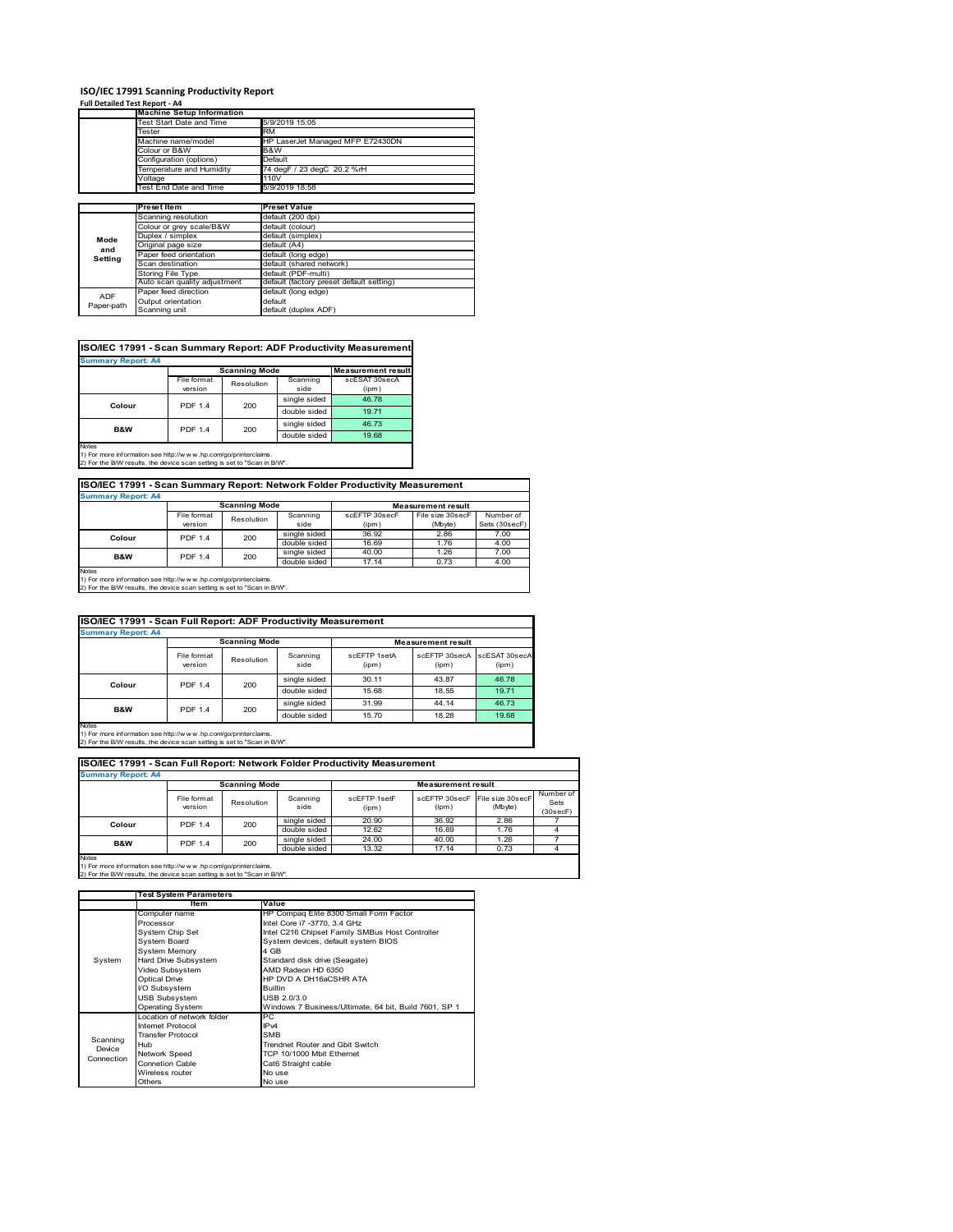# ISO/IEC 17991 Scanning Productivity Report

**Full Detailed Test Report - A4**

| | Machine Setup Information | |
|---|---|---|
| | Test Start Date and Time | 5/9/2019 15:05 |
| | Tester | RM |
| | Machine name/model | HP LaserJet Managed MFP E72430DN |
| | Colour or B&W | B&W |
| | Configuration (options) | Default |
| | Temperature and Humidity | 74 degF / 23 degC 20.2 %rH |
| | Voltage | 110V |
| | Test End Date and Time | 5/9/2019 18:58 |

| | Preset Item | Preset Value |
|---|---|---|
| Mode and Setting | Scanning resolution | default (200 dpi) |
| | Colour or grey scale/B&W | default (colour) |
| | Duplex / simplex | default (simplex) |
| | Original page size | default (A4) |
| | Paper feed orientation | default (long edge) |
| | Scan destination | default (shared network) |
| | Storing File Type | default (PDF-multi) |
| | Auto scan quality adjustment | default (factory preset default setting) |
| ADF Paper-path | Paper feed direction | default (long edge) |
| | Output orientation | default |
| | Scanning unit | default (duplex ADF) |

## ISO/IEC 17991 - Scan Summary Report: ADF Productivity Measurement

**Summary Report: A4**

| | Scanning Mode | | | Measurement result |
|---|---|---|---|---|
| | File format version | Resolution | Scanning side | scESAT 30secA (ipm) |
| Colour | PDF 1.4 | 200 | single sided | 46.78 |
| | | | double sided | 19.71 |
| B&W | PDF 1.4 | 200 | single sided | 46.73 |
| | | | double sided | 19.68 |

Notes
1) For more information see http://www.hp.com/go/printerclaims.
2) For the B/W results, the device scan setting is set to "Scan in B/W".

## ISO/IEC 17991 - Scan Summary Report: Network Folder Productivity Measurement

**Summary Report: A4**

| | Scanning Mode | | | Measurement result | | |
|---|---|---|---|---|---|---|
| | File format version | Resolution | Scanning side | scEFTP 30secF (ipm) | File size 30secF (Mbyte) | Number of Sets (30secF) |
| Colour | PDF 1.4 | 200 | single sided | 36.92 | 2.86 | 7.00 |
| | | | double sided | 16.69 | 1.76 | 4.00 |
| B&W | PDF 1.4 | 200 | single sided | 40.00 | 1.26 | 7.00 |
| | | | double sided | 17.14 | 0.73 | 4.00 |

Notes
1) For more information see http://www.hp.com/go/printerclaims.
2) For the B/W results, the device scan setting is set to "Scan in B/W".

## ISO/IEC 17991 - Scan Full Report: ADF Productivity Measurement

**Summary Report: A4**

| | Scanning Mode | | | Measurement result | | |
|---|---|---|---|---|---|---|
| | File format version | Resolution | Scanning side | scEFTP 1setA (ipm) | scEFTP 30secA (ipm) | scESAT 30secA (ipm) |
| Colour | PDF 1.4 | 200 | single sided | 30.11 | 43.87 | 46.78 |
| | | | double sided | 15.68 | 18.55 | 19.71 |
| B&W | PDF 1.4 | 200 | single sided | 31.99 | 44.14 | 46.73 |
| | | | double sided | 15.70 | 18.28 | 19.68 |

Notes
1) For more information see http://www.hp.com/go/printerclaims.
2) For the B/W results, the device scan setting is set to "Scan in B/W".

## ISO/IEC 17991 - Scan Full Report: Network Folder Productivity Measurement

**Summary Report: A4**

| | Scanning Mode | | | Measurement result | | | |
|---|---|---|---|---|---|---|---|
| | File format version | Resolution | Scanning side | scEFTP 1setF (ipm) | scEFTP 30secF (ipm) | File size 30secF (Mbyte) | Number of Sets (30secF) |
| Colour | PDF 1.4 | 200 | single sided | 20.90 | 36.92 | 2.86 | 7 |
| | | | double sided | 12.62 | 16.69 | 1.76 | 4 |
| B&W | PDF 1.4 | 200 | single sided | 24.00 | 40.00 | 1.26 | 7 |
| | | | double sided | 13.32 | 17.14 | 0.73 | 4 |

Notes
1) For more information see http://www.hp.com/go/printerclaims.
2) For the B/W results, the device scan setting is set to "Scan in B/W".

| | Test System Parameters | |
|---|---|---|
| | Item | Value |
| System | Computer name | HP Compaq Elite 8300 Small Form Factor |
| | Processor | Intel Core i7 -3770, 3.4 GHz |
| | System Chip Set | Intel C216 Chipset Family SMBus Host Controller |
| | System Board | System devices, default system BIOS |
| | System Memory | 4 GB |
| | Hard Drive Subsystem | Standard disk drive (Seagate) |
| | Video Subsystem | AMD Radeon HD 6350 |
| | Optical Drive | HP DVD A DH16aCSHR ATA |
| | I/O Subsystem | Builtin |
| | USB Subsystem | USB 2.0/3.0 |
| | Operating System | Windows 7 Business/Ultimate, 64 bit, Build 7601, SP 1 |
| Scanning Device Connection | Location of network folder | PC |
| | Internet Protocol | IPv4 |
| | Transfer Protocol | SMB |
| | Hub | Trendnet Router and Gbit Switch |
| | Network Speed | TCP 10/1000 Mbit Ethernet |
| | Connetion Cable | Cat6 Straight cable |
| | Wireless router | No use |
| | Others | No use |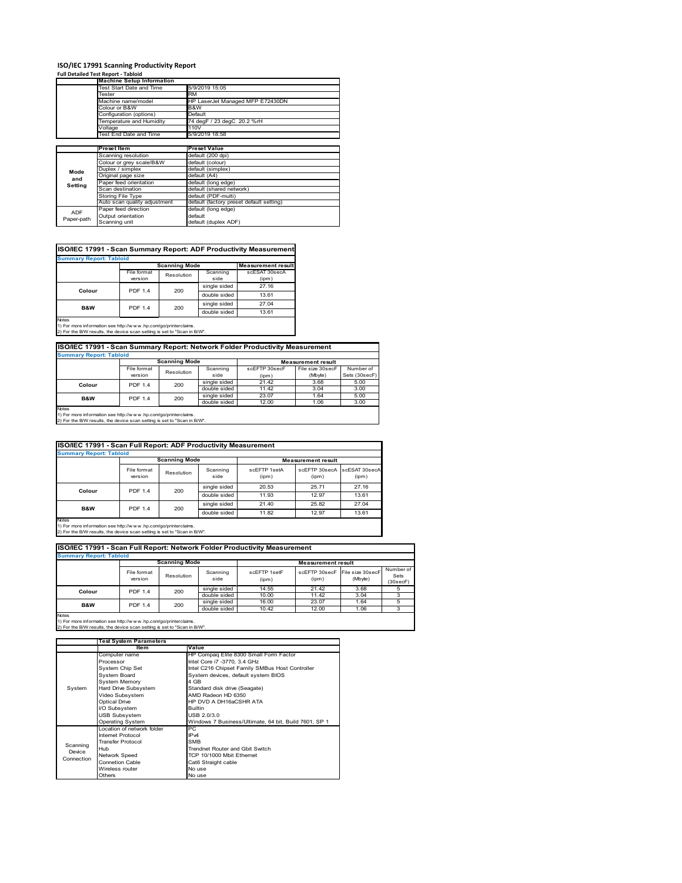# ISO/IEC 17991 Scanning Productivity Report

**Full Detailed Test Report - Tabloid**

| | Machine Setup Information | |
|---|---|---|
| | Test Start Date and Time | 5/9/2019 15:05 |
| | Tester | RM |
| | Machine name/model | HP LaserJet Managed MFP E72430DN |
| | Colour or B&W | B&W |
| | Configuration (options) | Default |
| | Temperature and Humidity | 74 degF / 23 degC 20.2 %rH |
| | Voltage | 110V |
| | Test End Date and Time | 5/9/2019 18:58 |

| | Preset Item | Preset Value |
|---|---|---|
| Mode and Setting | Scanning resolution | default (200 dpi) |
| | Colour or grey scale/B&W | default (colour) |
| | Duplex / simplex | default (simplex) |
| | Original page size | default (A4) |
| | Paper feed orientation | default (long edge) |
| | Scan destination | default (shared network) |
| | Storing File Type | default (PDF-multi) |
| | Auto scan quality adjustment | default (factory preset default setting) |
| ADF Paper-path | Paper feed direction | default (long edge) |
| | Output orientation | default |
| | Scanning unit | default (duplex ADF) |

## ISO/IEC 17991 - Scan Summary Report: ADF Productivity Measurement

**Summary Report: Tabloid**

| | Scanning Mode | | | Measurement result |
|---|---|---|---|---|
| | File format version | Resolution | Scanning side | scESAT 30secA (ipm) |
| Colour | PDF 1.4 | 200 | single sided | 27.16 |
| | | | double sided | 13.61 |
| B&W | PDF 1.4 | 200 | single sided | 27.04 |
| | | | double sided | 13.61 |

Notes
1) For more information see http://www.hp.com/go/printerclaims.
2) For the B/W results, the device scan setting is set to "Scan in B/W".

## ISO/IEC 17991 - Scan Summary Report: Network Folder Productivity Measurement

**Summary Report: Tabloid**

| | Scanning Mode | | | Measurement result | | |
|---|---|---|---|---|---|---|
| | File format version | Resolution | Scanning side | scEFTP 30secF (ipm) | File size 30secF (Mbyte) | Number of Sets (30secF) |
| Colour | PDF 1.4 | 200 | single sided | 21.42 | 3.68 | 5.00 |
| | | | double sided | 11.42 | 3.04 | 3.00 |
| B&W | PDF 1.4 | 200 | single sided | 23.07 | 1.64 | 5.00 |
| | | | double sided | 12.00 | 1.06 | 3.00 |

Notes
1) For more information see http://www.hp.com/go/printerclaims.
2) For the B/W results, the device scan setting is set to "Scan in B/W".

## ISO/IEC 17991 - Scan Full Report: ADF Productivity Measurement

**Summary Report: Tabloid**

| | Scanning Mode | | | Measurement result | | |
|---|---|---|---|---|---|---|
| | File format version | Resolution | Scanning side | scEFTP 1setA (ipm) | scEFTP 30secA (ipm) | scESAT 30secA (ipm) |
| Colour | PDF 1.4 | 200 | single sided | 20.53 | 25.71 | 27.16 |
| | | | double sided | 11.93 | 12.97 | 13.61 |
| B&W | PDF 1.4 | 200 | single sided | 21.40 | 25.82 | 27.04 |
| | | | double sided | 11.82 | 12.97 | 13.61 |

Notes
1) For more information see http://www.hp.com/go/printerclaims.
2) For the B/W results, the device scan setting is set to "Scan in B/W".

## ISO/IEC 17991 - Scan Full Report: Network Folder Productivity Measurement

**Summary Report: Tabloid**

| | Scanning Mode | | | Measurement result | | | |
|---|---|---|---|---|---|---|---|
| | File format version | Resolution | Scanning side | scEFTP 1setF (ipm) | scEFTP 30secF (ipm) | File size 30secF (Mbyte) | Number of Sets (30secF) |
| Colour | PDF 1.4 | 200 | single sided | 14.55 | 21.42 | 3.68 | 5 |
| | | | double sided | 10.00 | 11.42 | 3.04 | 3 |
| B&W | PDF 1.4 | 200 | single sided | 16.00 | 23.07 | 1.64 | 5 |
| | | | double sided | 10.42 | 12.00 | 1.06 | 3 |

Notes
1) For more information see http://www.hp.com/go/printerclaims.
2) For the B/W results, the device scan setting is set to "Scan in B/W".

| | Test System Parameters | |
|---|---|---|
| | Item | Value |
| System | Computer name | HP Compaq Elite 8300 Small Form Factor |
| | Processor | Intel Core i7 -3770, 3.4 GHz |
| | System Chip Set | Intel C216 Chipset Family SMBus Host Controller |
| | System Board | System devices, default system BIOS |
| | System Memory | 4 GB |
| | Hard Drive Subsystem | Standard disk drive (Seagate) |
| | Video Subsystem | AMD Radeon HD 6350 |
| | Optical Drive | HP DVD A DH16aCSHR ATA |
| | I/O Subsystem | Builtin |
| | USB Subsystem | USB 2.0/3.0 |
| | Operating System | Windows 7 Business/Ultimate, 64 bit, Build 7601, SP 1 |
| Scanning Device Connection | Location of network folder | PC |
| | Internet Protocol | IPv4 |
| | Transfer Protocol | SMB |
| | Hub | Trendnet Router and Gbit Switch |
| | Network Speed | TCP 10/1000 Mbit Ethernet |
| | Connetion Cable | Cat6 Straight cable |
| | Wireless router | No use |
| | Others | No use |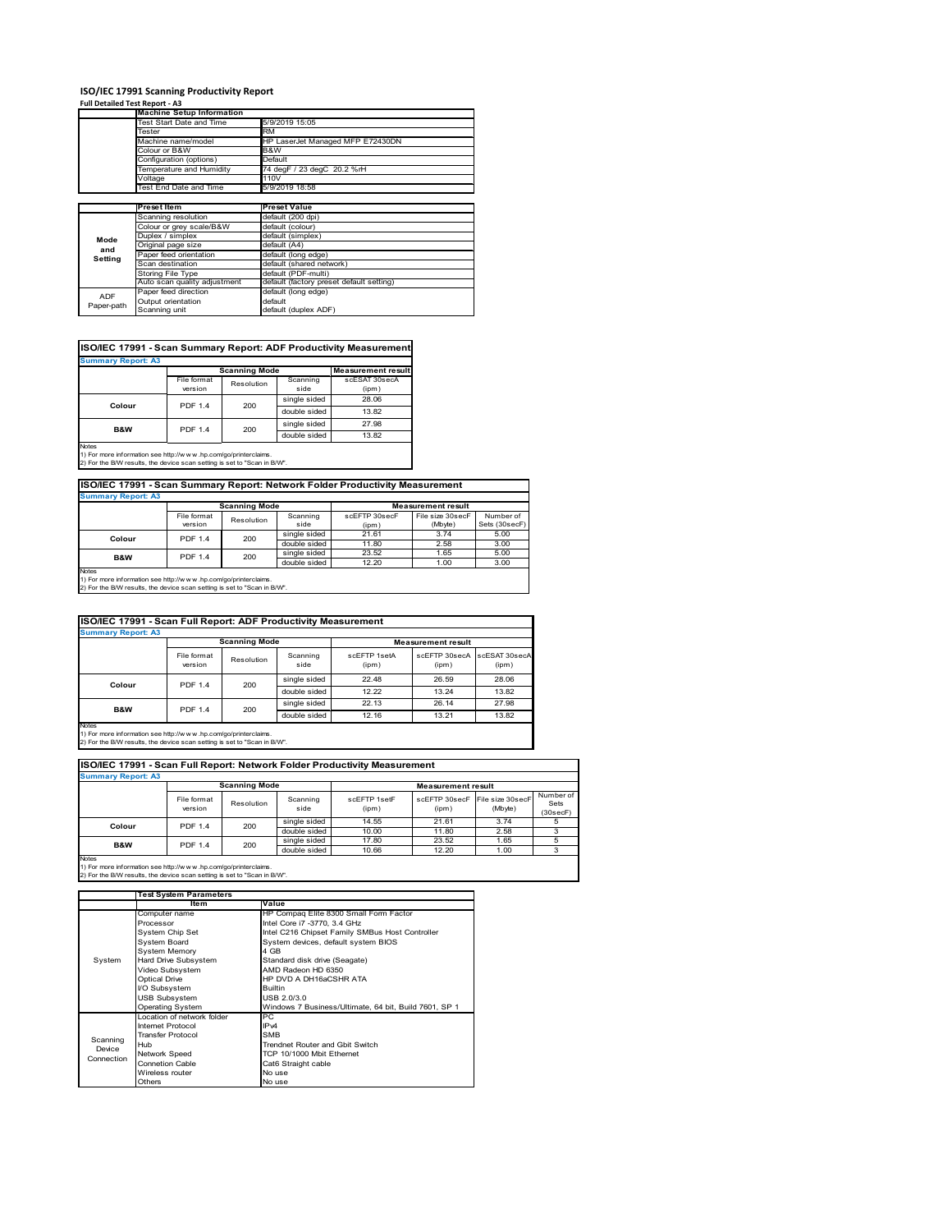# ISO/IEC 17991 Scanning Productivity Report

**Full Detailed Test Report - A3**

| | Machine Setup Information | |
|---|---|---|
| | Test Start Date and Time | 5/9/2019 15:05 |
| | Tester | RM |
| | Machine name/model | HP LaserJet Managed MFP E72430DN |
| | Colour or B&W | B&W |
| | Configuration (options) | Default |
| | Temperature and Humidity | 74 degF / 23 degC 20.2 %rH |
| | Voltage | 110V |
| | Test End Date and Time | 5/9/2019 18:58 |

| | Preset Item | Preset Value |
|---|---|---|
| Mode and Setting | Scanning resolution | default (200 dpi) |
| | Colour or grey scale/B&W | default (colour) |
| | Duplex / simplex | default (simplex) |
| | Original page size | default (A4) |
| | Paper feed orientation | default (long edge) |
| | Scan destination | default (shared network) |
| | Storing File Type | default (PDF-multi) |
| | Auto scan quality adjustment | default (factory preset default setting) |
| ADF Paper-path | Paper feed direction | default (long edge) |
| | Output orientation | default |
| | Scanning unit | default (duplex ADF) |

## ISO/IEC 17991 - Scan Summary Report: ADF Productivity Measurement

**Summary Report: A3**

| | Scanning Mode | | | Measurement result |
|---|---|---|---|---|
| | File format version | Resolution | Scanning side | scESAT 30secA (ipm) |
| Colour | PDF 1.4 | 200 | single sided | 28.06 |
| | | | double sided | 13.82 |
| B&W | PDF 1.4 | 200 | single sided | 27.98 |
| | | | double sided | 13.82 |

Notes
1) For more information see http://w w w .hp.com/go/printerclaims.
2) For the B/W results, the device scan setting is set to "Scan in B/W".

## ISO/IEC 17991 - Scan Summary Report: Network Folder Productivity Measurement

**Summary Report: A3**

| | Scanning Mode | | | Measurement result | | |
|---|---|---|---|---|---|---|
| | File format version | Resolution | Scanning side | scEFTP 30secF (ipm) | File size 30secF (Mbyte) | Number of Sets (30secF) |
| Colour | PDF 1.4 | 200 | single sided | 21.61 | 3.74 | 5.00 |
| | | | double sided | 11.80 | 2.58 | 3.00 |
| B&W | PDF 1.4 | 200 | single sided | 23.52 | 1.65 | 5.00 |
| | | | double sided | 12.20 | 1.00 | 3.00 |

Notes
1) For more information see http://w w w .hp.com/go/printerclaims.
2) For the B/W results, the device scan setting is set to "Scan in B/W".

## ISO/IEC 17991 - Scan Full Report: ADF Productivity Measurement

**Summary Report: A3**

| | Scanning Mode | | | Measurement result | | |
|---|---|---|---|---|---|---|
| | File format version | Resolution | Scanning side | scEFTP 1setA (ipm) | scEFTP 30secA (ipm) | scESAT 30secA (ipm) |
| Colour | PDF 1.4 | 200 | single sided | 22.48 | 26.59 | 28.06 |
| | | | double sided | 12.22 | 13.24 | 13.82 |
| B&W | PDF 1.4 | 200 | single sided | 22.13 | 26.14 | 27.98 |
| | | | double sided | 12.16 | 13.21 | 13.82 |

Notes
1) For more information see http://w w w .hp.com/go/printerclaims.
2) For the B/W results, the device scan setting is set to "Scan in B/W".

## ISO/IEC 17991 - Scan Full Report: Network Folder Productivity Measurement

**Summary Report: A3**

| | Scanning Mode | | | Measurement result | | | |
|---|---|---|---|---|---|---|---|
| | File format version | Resolution | Scanning side | scEFTP 1setF (ipm) | scEFTP 30secF (ipm) | File size 30secF (Mbyte) | Number of Sets (30secF) |
| Colour | PDF 1.4 | 200 | single sided | 14.55 | 21.61 | 3.74 | 5 |
| | | | double sided | 10.00 | 11.80 | 2.58 | 3 |
| B&W | PDF 1.4 | 200 | single sided | 17.80 | 23.52 | 1.65 | 5 |
| | | | double sided | 10.66 | 12.20 | 1.00 | 3 |

Notes
1) For more information see http://w w w .hp.com/go/printerclaims.
2) For the B/W results, the device scan setting is set to "Scan in B/W".

| | Test System Parameters | |
|---|---|---|
| | Item | Value |
| System | Computer name | HP Compaq Elite 8300 Small Form Factor |
| | Processor | Intel Core i7 -3770, 3.4 GHz |
| | System Chip Set | Intel C216 Chipset Family SMBus Host Controller |
| | System Board | System devices, default system BIOS |
| | System Memory | 4 GB |
| | Hard Drive Subsystem | Standard disk drive (Seagate) |
| | Video Subsystem | AMD Radeon HD 6350 |
| | Optical Drive | HP DVD A DH16aCSHR ATA |
| | I/O Subsystem | Builtin |
| | USB Subsystem | USB 2.0/3.0 |
| | Operating System | Windows 7 Business/Ultimate, 64 bit, Build 7601, SP 1 |
| Scanning Device Connection | Location of network folder | PC |
| | Internet Protocol | IPv4 |
| | Transfer Protocol | SMB |
| | Hub | Trendnet Router and Gbit Switch |
| | Network Speed | TCP 10/1000 Mbit Ethernet |
| | Connetion Cable | Cat6 Straight cable |
| | Wireless router | No use |
| | Others | No use |